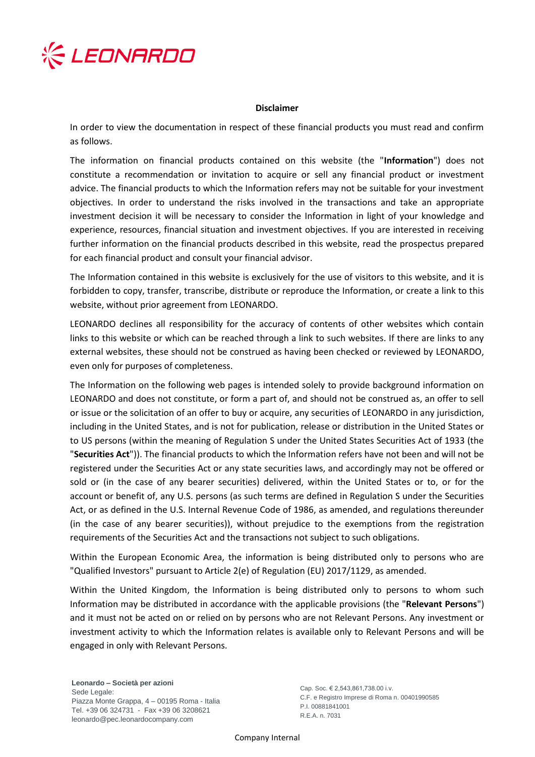**Disclaimer**

In order to view the documentation in respect of these financial products you must read and confirm as follows.

The information on financial products contained on this website (the "**Information**") does not constitute a recommendation or invitation to acquire or sell any financial product or investment advice. The financial products to which the Information refers may not be suitable for your investment objectives. In order to understand the risks involved in the transactions and take an appropriate investment decision it will be necessary to consider the Information in light of your knowledge and experience, resources, financial situation and investment objectives. If you are interested in receiving further information on the financial products described in this website, read the prospectus prepared for each financial product and consult your financial advisor.

The Information contained in this website is exclusively for the use of visitors to this website, and it is forbidden to copy, transfer, transcribe, distribute or reproduce the Information, or create a link to this website, without prior agreement from LEONARDO.

LEONARDO declines all responsibility for the accuracy of contents of other websites which contain links to this website or which can be reached through a link to such websites. If there are links to any external websites, these should not be construed as having been checked or reviewed by LEONARDO, even only for purposes of completeness.

The Information on the following web pages is intended solely to provide background information on LEONARDO and does not constitute, or form a part of, and should not be construed as, an offer to sell or issue or the solicitation of an offer to buy or acquire, any securities of LEONARDO in any jurisdiction, including in the United States, and is not for publication, release or distribution in the United States or to US persons (within the meaning of Regulation S under the United States Securities Act of 1933 (the "**Securities Act**")). The financial products to which the Information refers have not been and will not be registered under the Securities Act or any state securities laws, and accordingly may not be offered or sold or (in the case of any bearer securities) delivered, within the United States or to, or for the account or benefit of, any U.S. persons (as such terms are defined in Regulation S under the Securities Act, or as defined in the U.S. Internal Revenue Code of 1986, as amended, and regulations thereunder (in the case of any bearer securities)), without prejudice to the exemptions from the registration requirements of the Securities Act and the transactions not subject to such obligations.

Within the European Economic Area, the information is being distributed only to persons who are "Qualified Investors" pursuant to Article 2(e) of Regulation (EU) 2017/1129, as amended.

Within the United Kingdom, the Information is being distributed only to persons to whom such Information may be distributed in accordance with the applicable provisions (the "**Relevant Persons**") and it must not be acted on or relied on by persons who are not Relevant Persons. Any investment or investment activity to which the Information relates is available only to Relevant Persons and will be engaged in only with Relevant Persons.

**Leonardo – Società per azioni**
Sede Legale:
Piazza Monte Grappa, 4 – 00195 Roma - Italia
Tel. +39 06 324731 - Fax +39 06 3208621
leonardo@pec.leonardocompany.com

Cap. Soc. € 2,543,861,738.00 i.v.
C.F. e Registro Imprese di Roma n. 00401990585
P.I. 00881841001
R.E.A. n. 7031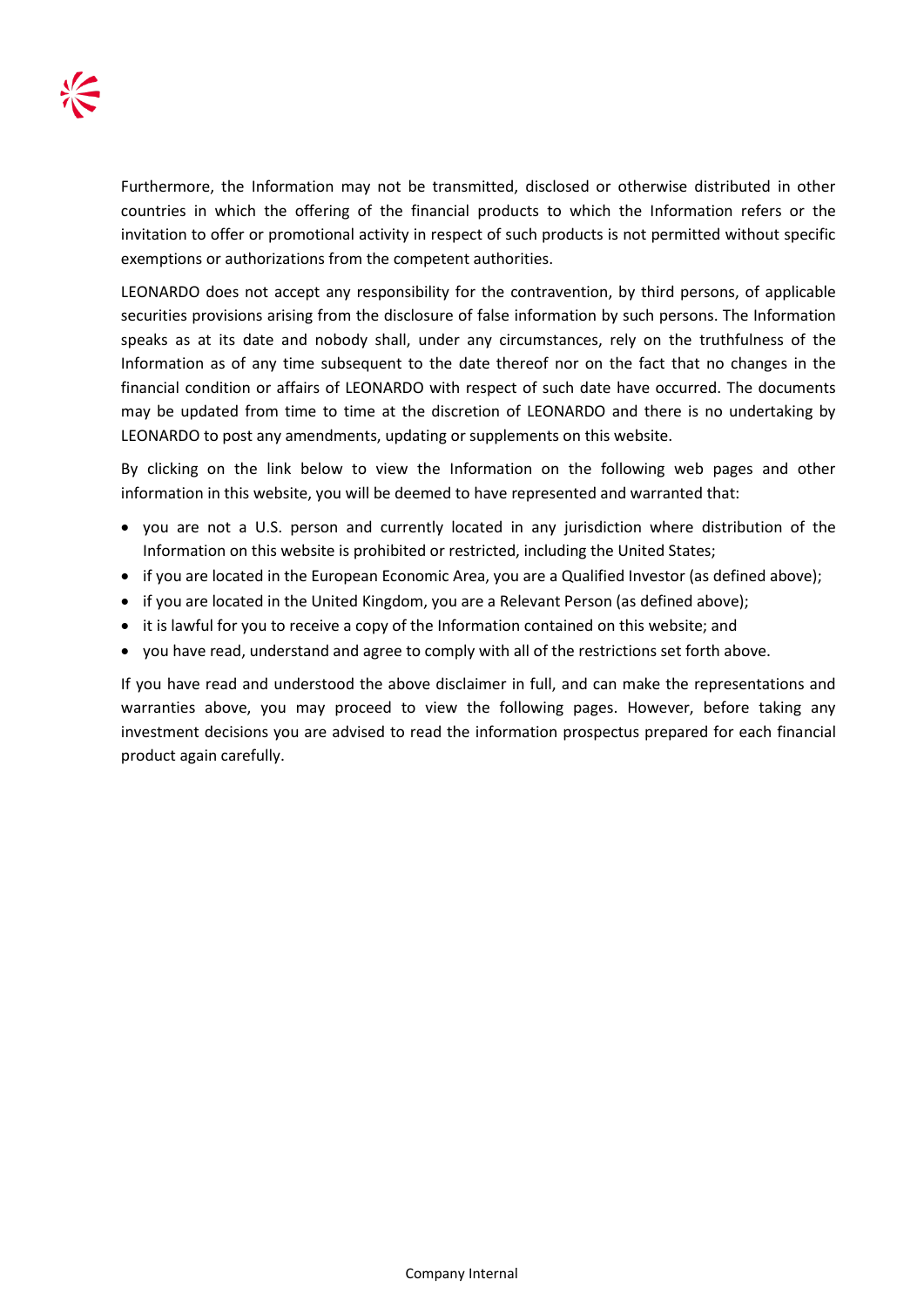Furthermore, the Information may not be transmitted, disclosed or otherwise distributed in other countries in which the offering of the financial products to which the Information refers or the invitation to offer or promotional activity in respect of such products is not permitted without specific exemptions or authorizations from the competent authorities.

LEONARDO does not accept any responsibility for the contravention, by third persons, of applicable securities provisions arising from the disclosure of false information by such persons. The Information speaks as at its date and nobody shall, under any circumstances, rely on the truthfulness of the Information as of any time subsequent to the date thereof nor on the fact that no changes in the financial condition or affairs of LEONARDO with respect of such date have occurred. The documents may be updated from time to time at the discretion of LEONARDO and there is no undertaking by LEONARDO to post any amendments, updating or supplements on this website.

By clicking on the link below to view the Information on the following web pages and other information in this website, you will be deemed to have represented and warranted that:

- you are not a U.S. person and currently located in any jurisdiction where distribution of the Information on this website is prohibited or restricted, including the United States;
- if you are located in the European Economic Area, you are a Qualified Investor (as defined above);
- if you are located in the United Kingdom, you are a Relevant Person (as defined above);
- it is lawful for you to receive a copy of the Information contained on this website; and
- you have read, understand and agree to comply with all of the restrictions set forth above.

If you have read and understood the above disclaimer in full, and can make the representations and warranties above, you may proceed to view the following pages. However, before taking any investment decisions you are advised to read the information prospectus prepared for each financial product again carefully.